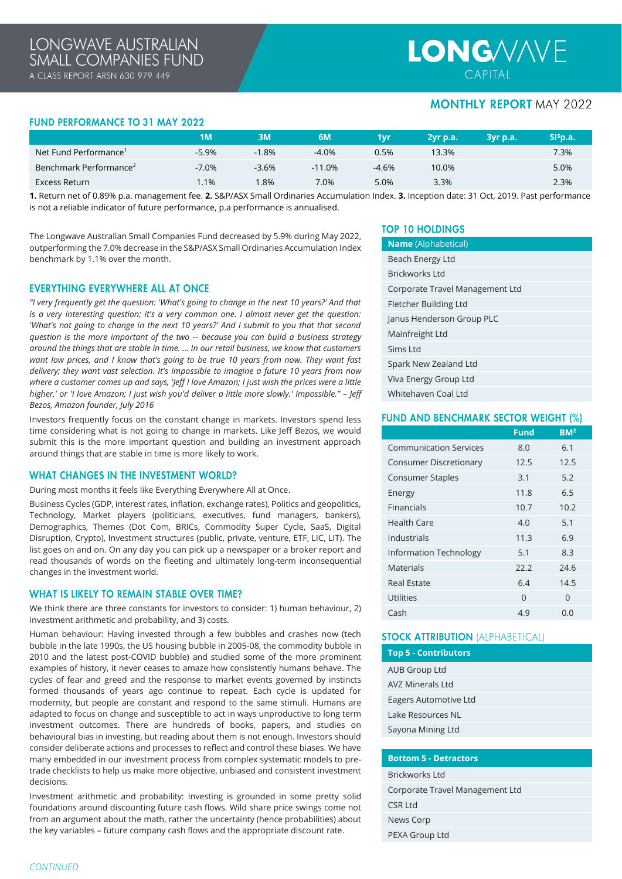# LONGWAVE AUSTRALIAN SMALL COMPANIES FUND

A CLASS REPORT ARSN 630 979 449

LONGWAVE CAPITAL

## MONTHLY REPORT MAY 2022

## FUND PERFORMANCE TO 31 MAY 2022

| | 1M | 3M | 6M | 1yr | 2yr p.a. | 3yr p.a. | SI[3] p.a. |
|---|---|---|---|---|---|---|---|
| Net Fund Performance[1] | -5.9% | -1.8% | -4.0% | 0.5% | 13.3% | | 7.3% |
| Benchmark Performance[2] | -7.0% | -3.6% | -11.0% | -4.6% | 10.0% | | 5.0% |
| Excess Return | 1.1% | 1.8% | 7.0% | 5.0% | 3.3% | | 2.3% |

**1.** Return net of 0.89% p.a. management fee. **2.** S&P/ASX Small Ordinaries Accumulation Index. **3.** Inception date: 31 Oct, 2019. Past performance is not a reliable indicator of future performance, p.a performance is annualised.

The Longwave Australian Small Companies Fund decreased by 5.9% during May 2022, outperforming the 7.0% decrease in the S&P/ASX Small Ordinaries Accumulation Index benchmark by 1.1% over the month.

## EVERYTHING EVERYWHERE ALL AT ONCE

*"I very frequently get the question: 'What's going to change in the next 10 years?' And that is a very interesting question; it's a very common one. I almost never get the question: 'What's not going to change in the next 10 years?' And I submit to you that that second question is the more important of the two -- because you can build a business strategy around the things that are stable in time. ... In our retail business, we know that customers want low prices, and I know that's going to be true 10 years from now. They want fast delivery; they want vast selection. It's impossible to imagine a future 10 years from now where a customer comes up and says, 'Jeff I love Amazon; I just wish the prices were a little higher,' or 'I love Amazon; I just wish you'd deliver a little more slowly.' Impossible." – Jeff Bezos, Amazon founder, July 2016*

Investors frequently focus on the constant change in markets. Investors spend less time considering what is not going to change in markets. Like Jeff Bezos, we would submit this is the more important question and building an investment approach around things that are stable in time is more likely to work.

## WHAT CHANGES IN THE INVESTMENT WORLD?

During most months it feels like Everything Everywhere All at Once.

Business Cycles (GDP, interest rates, inflation, exchange rates), Politics and geopolitics, Technology, Market players (politicians, executives, fund managers, bankers), Demographics, Themes (Dot Com, BRICs, Commodity Super Cycle, SaaS, Digital Disruption, Crypto), Investment structures (public, private, venture, ETF, LIC, LIT). The list goes on and on. On any day you can pick up a newspaper or a broker report and read thousands of words on the fleeting and ultimately long-term inconsequential changes in the investment world.

## WHAT IS LIKELY TO REMAIN STABLE OVER TIME?

We think there are three constants for investors to consider: 1) human behaviour, 2) investment arithmetic and probability, and 3) costs.

Human behaviour: Having invested through a few bubbles and crashes now (tech bubble in the late 1990s, the US housing bubble in 2005-08, the commodity bubble in 2010 and the latest post-COVID bubble) and studied some of the more prominent examples of history, it never ceases to amaze how consistently humans behave. The cycles of fear and greed and the response to market events governed by instincts formed thousands of years ago continue to repeat. Each cycle is updated for modernity, but people are constant and respond to the same stimuli. Humans are adapted to focus on change and susceptible to act in ways unproductive to long term investment outcomes. There are hundreds of books, papers, and studies on behavioural bias in investing, but reading about them is not enough. Investors should consider deliberate actions and processes to reflect and control these biases. We have many embedded in our investment process from complex systematic models to pre-trade checklists to help us make more objective, unbiased and consistent investment decisions.

Investment arithmetic and probability: Investing is grounded in some pretty solid foundations around discounting future cash flows. Wild share price swings come not from an argument about the math, rather the uncertainty (hence probabilities) about the key variables – future company cash flows and the appropriate discount rate.

*CONTINUED*

## TOP 10 HOLDINGS

| Name (Alphabetical) |
|---|
| Beach Energy Ltd |
| Brickworks Ltd |
| Corporate Travel Management Ltd |
| Fletcher Building Ltd |
| Janus Henderson Group PLC |
| Mainfreight Ltd |
| Sims Ltd |
| Spark New Zealand Ltd |
| Viva Energy Group Ltd |
| Whitehaven Coal Ltd |

## FUND AND BENCHMARK SECTOR WEIGHT (%)

| | Fund | BM[2] |
|---|---|---|
| Communication Services | 8.0 | 6.1 |
| Consumer Discretionary | 12.5 | 12.5 |
| Consumer Staples | 3.1 | 5.2 |
| Energy | 11.8 | 6.5 |
| Financials | 10.7 | 10.2 |
| Health Care | 4.0 | 5.1 |
| Industrials | 11.3 | 6.9 |
| Information Technology | 5.1 | 8.3 |
| Materials | 22.2 | 24.6 |
| Real Estate | 6.4 | 14.5 |
| Utilities | 0 | 0 |
| Cash | 4.9 | 0.0 |

## STOCK ATTRIBUTION (ALPHABETICAL)

| Top 5 - Contributors |
|---|
| AUB Group Ltd |
| AVZ Minerals Ltd |
| Eagers Automotive Ltd |
| Lake Resources NL |
| Sayona Mining Ltd |

| Bottom 5 - Detractors |
|---|
| Brickworks Ltd |
| Corporate Travel Management Ltd |
| CSR Ltd |
| News Corp |
| PEXA Group Ltd |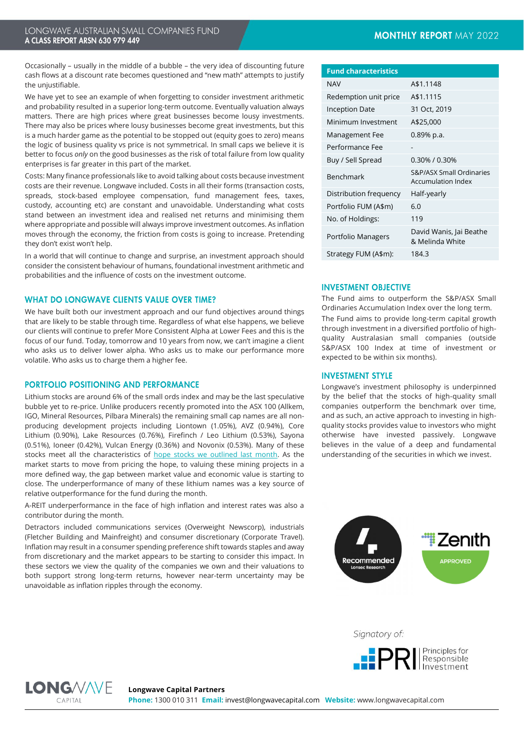Occasionally – usually in the middle of a bubble – the very idea of discounting future cash flows at a discount rate becomes questioned and "new math" attempts to justify the unjustifiable.

We have yet to see an example of when forgetting to consider investment arithmetic and probability resulted in a superior long-term outcome. Eventually valuation always matters. There are high prices where great businesses become lousy investments. There may also be prices where lousy businesses become great investments, but this is a much harder game as the potential to be stopped out (equity goes to zero) means the logic of business quality vs price is not symmetrical. In small caps we believe it is better to focus *only* on the good businesses as the risk of total failure from low quality enterprises is far greater in this part of the market.

Costs: Many finance professionals like to avoid talking about costs because investment costs are their revenue. Longwave included. Costs in all their forms (transaction costs, spreads, stock-based employee compensation, fund management fees, taxes, custody, accounting etc) are constant and unavoidable. Understanding what costs stand between an investment idea and realised net returns and minimising them where appropriate and possible will always improve investment outcomes. As inflation moves through the economy, the friction from costs is going to increase. Pretending they don't exist won't help.

In a world that will continue to change and surprise, an investment approach should consider the consistent behaviour of humans, foundational investment arithmetic and probabilities and the influence of costs on the investment outcome.

## WHAT DO LONGWAVE CLIENTS VALUE OVER TIME?

We have built both our investment approach and our fund objectives around things that are likely to be stable through time. Regardless of what else happens, we believe our clients will continue to prefer More Consistent Alpha at Lower Fees and this is the focus of our fund. Today, tomorrow and 10 years from now, we can't imagine a client who asks us to deliver lower alpha. Who asks us to make our performance more volatile. Who asks us to charge them a higher fee.

## PORTFOLIO POSITIONING AND PERFORMANCE

Lithium stocks are around 6% of the small ords index and may be the last speculative bubble yet to re-price. Unlike producers recently promoted into the ASX 100 (Allkem, IGO, Mineral Resources, Pilbara Minerals) the remaining small cap names are all non-producing development projects including Liontown (1.05%), AVZ (0.94%), Core Lithium (0.90%), Lake Resources (0.76%), Firefinch / Leo Lithium (0.53%), Sayona (0.51%), Ioneer (0.42%), Vulcan Energy (0.36%) and Novonix (0.53%). Many of these stocks meet all the characteristics of hope stocks we outlined last month. As the market starts to move from pricing the hope, to valuing these mining projects in a more defined way, the gap between market value and economic value is starting to close. The underperformance of many of these lithium names was a key source of relative outperformance for the fund during the month.

A-REIT underperformance in the face of high inflation and interest rates was also a contributor during the month.

Detractors included communications services (Overweight Newscorp), industrials (Fletcher Building and Mainfreight) and consumer discretionary (Corporate Travel). Inflation may result in a consumer spending preference shift towards staples and away from discretionary and the market appears to be starting to consider this impact. In these sectors we view the quality of the companies we own and their valuations to both support strong long-term returns, however near-term uncertainty may be unavoidable as inflation ripples through the economy.

| Fund characteristics | |
|---|---|
| NAV | A$1.1148 |
| Redemption unit price | A$1.1115 |
| Inception Date | 31 Oct, 2019 |
| Minimum Investment | A$25,000 |
| Management Fee | 0.89% p.a. |
| Performance Fee | - |
| Buy / Sell Spread | 0.30% / 0.30% |
| Benchmark | S&P/ASX Small Ordinaries Accumulation Index |
| Distribution frequency | Half-yearly |
| Portfolio FUM (A$m) | 6.0 |
| No. of Holdings: | 119 |
| Portfolio Managers | David Wanis, Jai Beathe & Melinda White |
| Strategy FUM (A$m): | 184.3 |

## INVESTMENT OBJECTIVE

The Fund aims to outperform the S&P/ASX Small Ordinaries Accumulation Index over the long term.

The Fund aims to provide long-term capital growth through investment in a diversified portfolio of high-quality Australasian small companies (outside S&P/ASX 100 Index at time of investment or expected to be within six months).

## INVESTMENT STYLE

Longwave's investment philosophy is underpinned by the belief that the stocks of high-quality small companies outperform the benchmark over time, and as such, an active approach to investing in high-quality stocks provides value to investors who might otherwise have invested passively. Longwave believes in the value of a deep and fundamental understanding of the securities in which we invest.

Recommended Lonsec Research

Zenith APPROVED

Signatory of: PRI Principles for Responsible Investment

**Longwave Capital Partners**
**Phone:** 1300 010 311 **Email:** invest@longwavecapital.com **Website:** www.longwavecapital.com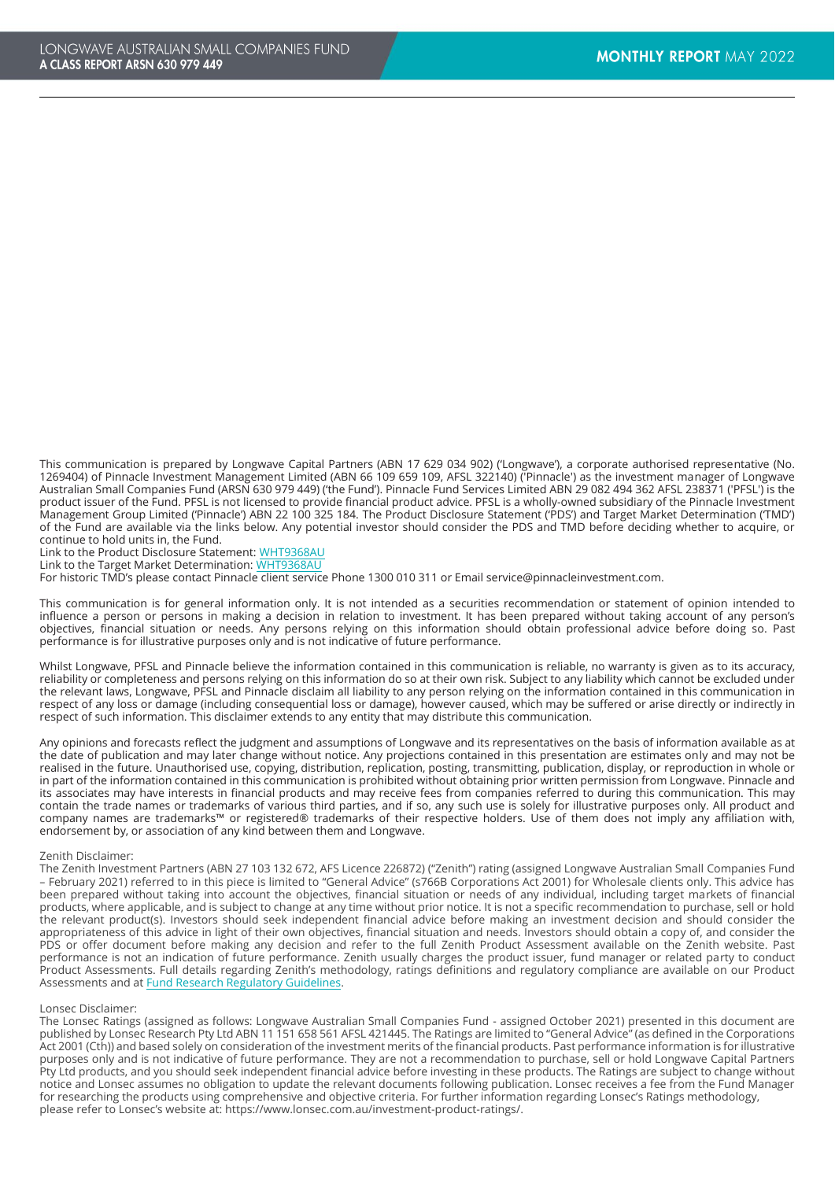This communication is prepared by Longwave Capital Partners (ABN 17 629 034 902) ('Longwave'), a corporate authorised representative (No. 1269404) of Pinnacle Investment Management Limited (ABN 66 109 659 109, AFSL 322140) ('Pinnacle') as the investment manager of Longwave Australian Small Companies Fund (ARSN 630 979 449) ('the Fund'). Pinnacle Fund Services Limited ABN 29 082 494 362 AFSL 238371 ('PFSL') is the product issuer of the Fund. PFSL is not licensed to provide financial product advice. PFSL is a wholly-owned subsidiary of the Pinnacle Investment Management Group Limited ('Pinnacle') ABN 22 100 325 184. The Product Disclosure Statement ('PDS') and Target Market Determination ('TMD') of the Fund are available via the links below. Any potential investor should consider the PDS and TMD before deciding whether to acquire, or continue to hold units in, the Fund.
Link to the Product Disclosure Statement: WHT9368AU
Link to the Target Market Determination: WHT9368AU
For historic TMD's please contact Pinnacle client service Phone 1300 010 311 or Email service@pinnacleinvestment.com.

This communication is for general information only. It is not intended as a securities recommendation or statement of opinion intended to influence a person or persons in making a decision in relation to investment. It has been prepared without taking account of any person's objectives, financial situation or needs. Any persons relying on this information should obtain professional advice before doing so. Past performance is for illustrative purposes only and is not indicative of future performance.

Whilst Longwave, PFSL and Pinnacle believe the information contained in this communication is reliable, no warranty is given as to its accuracy, reliability or completeness and persons relying on this information do so at their own risk. Subject to any liability which cannot be excluded under the relevant laws, Longwave, PFSL and Pinnacle disclaim all liability to any person relying on the information contained in this communication in respect of any loss or damage (including consequential loss or damage), however caused, which may be suffered or arise directly or indirectly in respect of such information. This disclaimer extends to any entity that may distribute this communication.

Any opinions and forecasts reflect the judgment and assumptions of Longwave and its representatives on the basis of information available as at the date of publication and may later change without notice. Any projections contained in this presentation are estimates only and may not be realised in the future. Unauthorised use, copying, distribution, replication, posting, transmitting, publication, display, or reproduction in whole or in part of the information contained in this communication is prohibited without obtaining prior written permission from Longwave. Pinnacle and its associates may have interests in financial products and may receive fees from companies referred to during this communication. This may contain the trade names or trademarks of various third parties, and if so, any such use is solely for illustrative purposes only. All product and company names are trademarks™ or registered® trademarks of their respective holders. Use of them does not imply any affiliation with, endorsement by, or association of any kind between them and Longwave.

Zenith Disclaimer:
The Zenith Investment Partners (ABN 27 103 132 672, AFS Licence 226872) ("Zenith") rating (assigned Longwave Australian Small Companies Fund – February 2021) referred to in this piece is limited to "General Advice" (s766B Corporations Act 2001) for Wholesale clients only. This advice has been prepared without taking into account the objectives, financial situation or needs of any individual, including target markets of financial products, where applicable, and is subject to change at any time without prior notice. It is not a specific recommendation to purchase, sell or hold the relevant product(s). Investors should seek independent financial advice before making an investment decision and should consider the appropriateness of this advice in light of their own objectives, financial situation and needs. Investors should obtain a copy of, and consider the PDS or offer document before making any decision and refer to the full Zenith Product Assessment available on the Zenith website. Past performance is not an indication of future performance. Zenith usually charges the product issuer, fund manager or related party to conduct Product Assessments. Full details regarding Zenith's methodology, ratings definitions and regulatory compliance are available on our Product Assessments and at Fund Research Regulatory Guidelines.

Lonsec Disclaimer:
The Lonsec Ratings (assigned as follows: Longwave Australian Small Companies Fund - assigned October 2021) presented in this document are published by Lonsec Research Pty Ltd ABN 11 151 658 561 AFSL 421445. The Ratings are limited to "General Advice" (as defined in the Corporations Act 2001 (Cth)) and based solely on consideration of the investment merits of the financial products. Past performance information is for illustrative purposes only and is not indicative of future performance. They are not a recommendation to purchase, sell or hold Longwave Capital Partners Pty Ltd products, and you should seek independent financial advice before investing in these products. The Ratings are subject to change without notice and Lonsec assumes no obligation to update the relevant documents following publication. Lonsec receives a fee from the Fund Manager for researching the products using comprehensive and objective criteria. For further information regarding Lonsec's Ratings methodology, please refer to Lonsec's website at: https://www.lonsec.com.au/investment-product-ratings/.